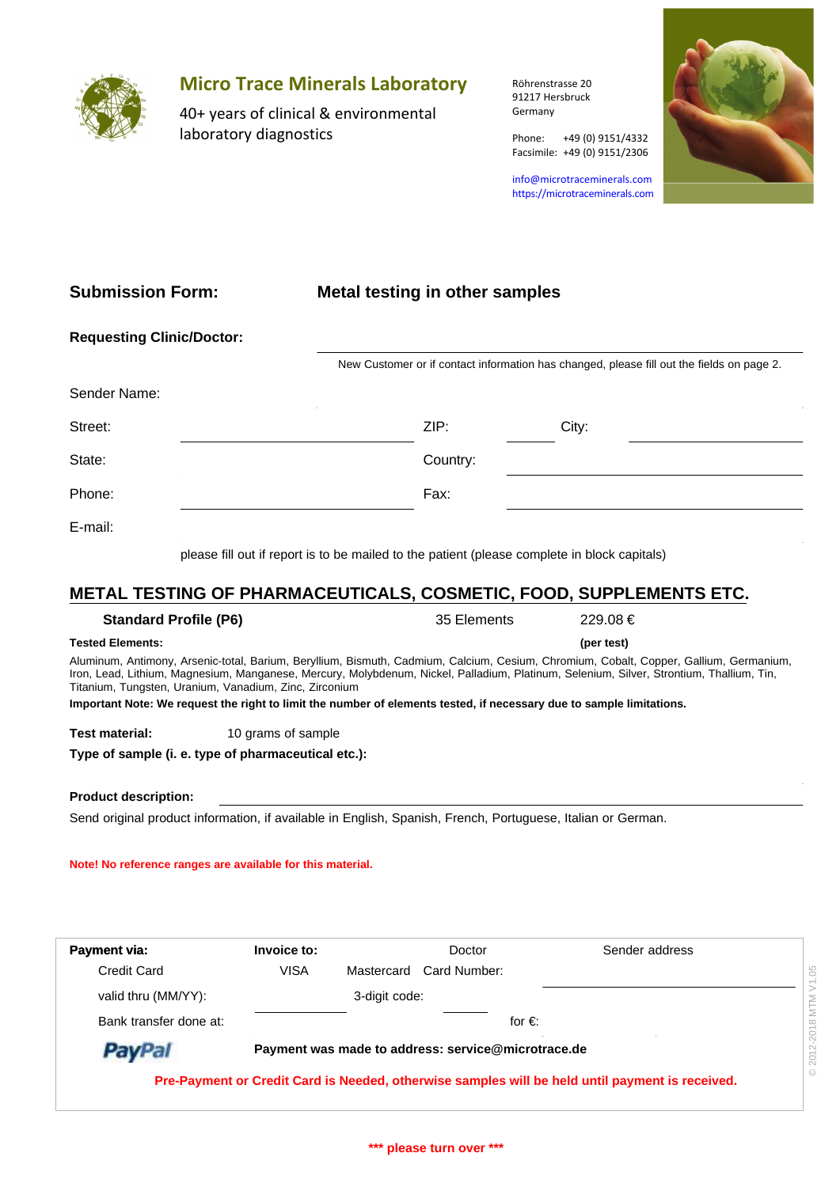# Micro Trace Minerals Laboratory

40+ years of clinical & environmental laboratory diagnostics

Röhrenstrasse 20
91217 Hersbruck
Germany

Phone: +49 (0) 9151/4332
Facsimile: +49 (0) 9151/2306

info@microtraceminerals.com
https://microtraceminerals.com

## Submission Form: Metal testing in other samples

**Requesting Clinic/Doctor:**

New Customer or if contact information has changed, please fill out the fields on page 2.

Sender Name:

Street: ZIP: City:

State: Country:

Phone: Fax:

E-mail:

please fill out if report is to be mailed to the patient (please complete in block capitals)

## METAL TESTING OF PHARMACEUTICALS, COSMETIC, FOOD, SUPPLEMENTS ETC.

**Standard Profile (P6)** 35 Elements 229.08 €

**Tested Elements:** **(per test)**

Aluminum, Antimony, Arsenic-total, Barium, Beryllium, Bismuth, Cadmium, Calcium, Cesium, Chromium, Cobalt, Copper, Gallium, Germanium, Iron, Lead, Lithium, Magnesium, Manganese, Mercury, Molybdenum, Nickel, Palladium, Platinum, Selenium, Silver, Strontium, Thallium, Tin, Titanium, Tungsten, Uranium, Vanadium, Zinc, Zirconium

**Important Note: We request the right to limit the number of elements tested, if necessary due to sample limitations.**

**Test material:** 10 grams of sample

**Type of sample (i. e. type of pharmaceutical etc.):**

**Product description:**

Send original product information, if available in English, Spanish, French, Portuguese, Italian or German.

**Note! No reference ranges are available for this material.**

**Payment via:** **Invoice to:** Doctor Sender address

Credit Card VISA Mastercard Card Number:

valid thru (MM/YY): 3-digit code:

Bank transfer done at: for €:

PayPal **Payment was made to address: service@microtrace.de**

**Pre-Payment or Credit Card is Needed, otherwise samples will be held until payment is received.**

**\*\*\* please turn over \*\*\***

© 2012-2018 MTM V1.05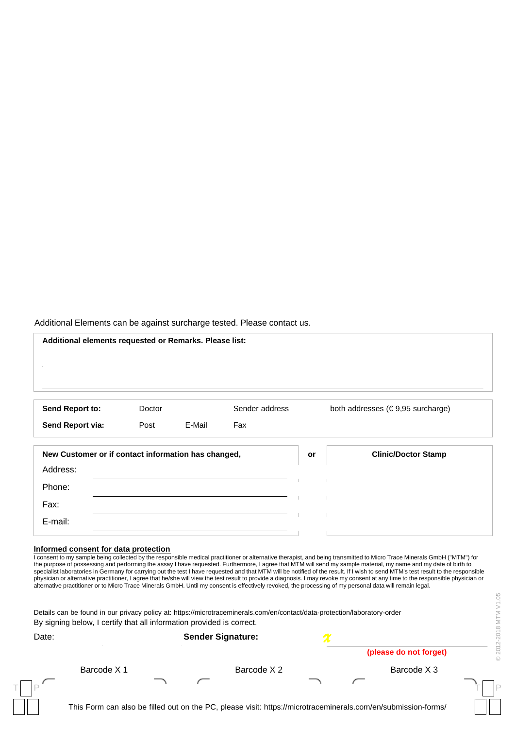Additional Elements can be against surcharge tested. Please contact us.

**Additional elements requested or Remarks. Please list:**

| | | | |
|---|---|---|---|
| **Send Report to:** | Doctor | Sender address | both addresses (€ 9,95 surcharge) |
| **Send Report via:** | Post | E-Mail | Fax |

**New Customer or if contact information has changed,** **or** **Clinic/Doctor Stamp**

Address:

Phone:

Fax:

E-mail:

**Informed consent for data protection**

I consent to my sample being collected by the responsible medical practitioner or alternative therapist, and being transmitted to Micro Trace Minerals GmbH ("MTM") for the purpose of possessing and performing the assay I have requested. Furthermore, I agree that MTM will send my sample material, my name and my date of birth to specialist laboratories in Germany for carrying out the test I have requested and that MTM will be notified of the result. If I wish to send MTM's test result to the responsible physician or alternative practitioner, I agree that he/she will view the test result to provide a diagnosis. I may revoke my consent at any time to the responsible physician or alternative practitioner or to Micro Trace Minerals GmbH. Until my consent is effectively revoked, the processing of my personal data will remain legal.

Details can be found in our privacy policy at: https://microtraceminerals.com/en/contact/data-protection/laboratory-order

By signing below, I certify that all information provided is correct.

Date: **Sender Signature:** X

**(please do not forget)**

Barcode X 1 Barcode X 2 Barcode X 3

This Form can also be filled out on the PC, please visit: https://microtraceminerals.com/en/submission-forms/

© 2012-2018 MTM V1.05